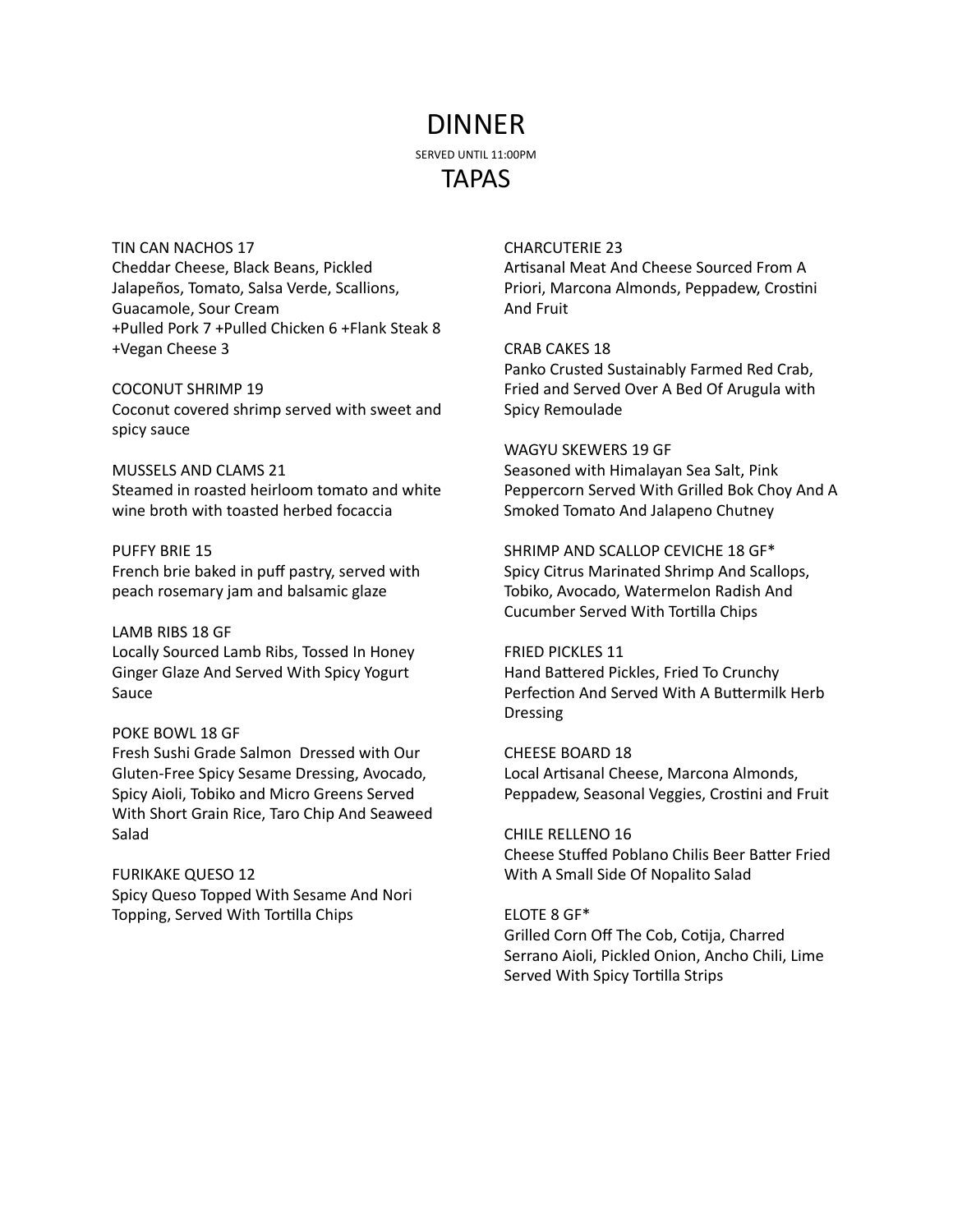# DINNER

SERVED UNTIL 11:00PM

## TAPAS

TIN CAN NACHOS 17
Cheddar Cheese, Black Beans, Pickled Jalapeños, Tomato, Salsa Verde, Scallions, Guacamole, Sour Cream
+Pulled Pork 7 +Pulled Chicken 6 +Flank Steak 8 +Vegan Cheese 3

COCONUT SHRIMP 19
Coconut covered shrimp served with sweet and spicy sauce

MUSSELS AND CLAMS 21
Steamed in roasted heirloom tomato and white wine broth with toasted herbed focaccia

PUFFY BRIE 15
French brie baked in puff pastry, served with peach rosemary jam and balsamic glaze

LAMB RIBS 18 GF
Locally Sourced Lamb Ribs, Tossed In Honey Ginger Glaze And Served With Spicy Yogurt Sauce

POKE BOWL 18 GF
Fresh Sushi Grade Salmon Dressed with Our Gluten-Free Spicy Sesame Dressing, Avocado, Spicy Aioli, Tobiko and Micro Greens Served With Short Grain Rice, Taro Chip And Seaweed Salad

FURIKAKE QUESO 12
Spicy Queso Topped With Sesame And Nori Topping, Served With Tortilla Chips

CHARCUTERIE 23
Artisanal Meat And Cheese Sourced From A Priori, Marcona Almonds, Peppadew, Crostini And Fruit

CRAB CAKES 18
Panko Crusted Sustainably Farmed Red Crab, Fried and Served Over A Bed Of Arugula with Spicy Remoulade

WAGYU SKEWERS 19 GF
Seasoned with Himalayan Sea Salt, Pink Peppercorn Served With Grilled Bok Choy And A Smoked Tomato And Jalapeno Chutney

SHRIMP AND SCALLOP CEVICHE 18 GF*
Spicy Citrus Marinated Shrimp And Scallops, Tobiko, Avocado, Watermelon Radish And Cucumber Served With Tortilla Chips

FRIED PICKLES 11
Hand Battered Pickles, Fried To Crunchy Perfection And Served With A Buttermilk Herb Dressing

CHEESE BOARD 18
Local Artisanal Cheese, Marcona Almonds, Peppadew, Seasonal Veggies, Crostini and Fruit

CHILE RELLENO 16
Cheese Stuffed Poblano Chilis Beer Batter Fried With A Small Side Of Nopalito Salad

ELOTE 8 GF*
Grilled Corn Off The Cob, Cotija, Charred Serrano Aioli, Pickled Onion, Ancho Chili, Lime Served With Spicy Tortilla Strips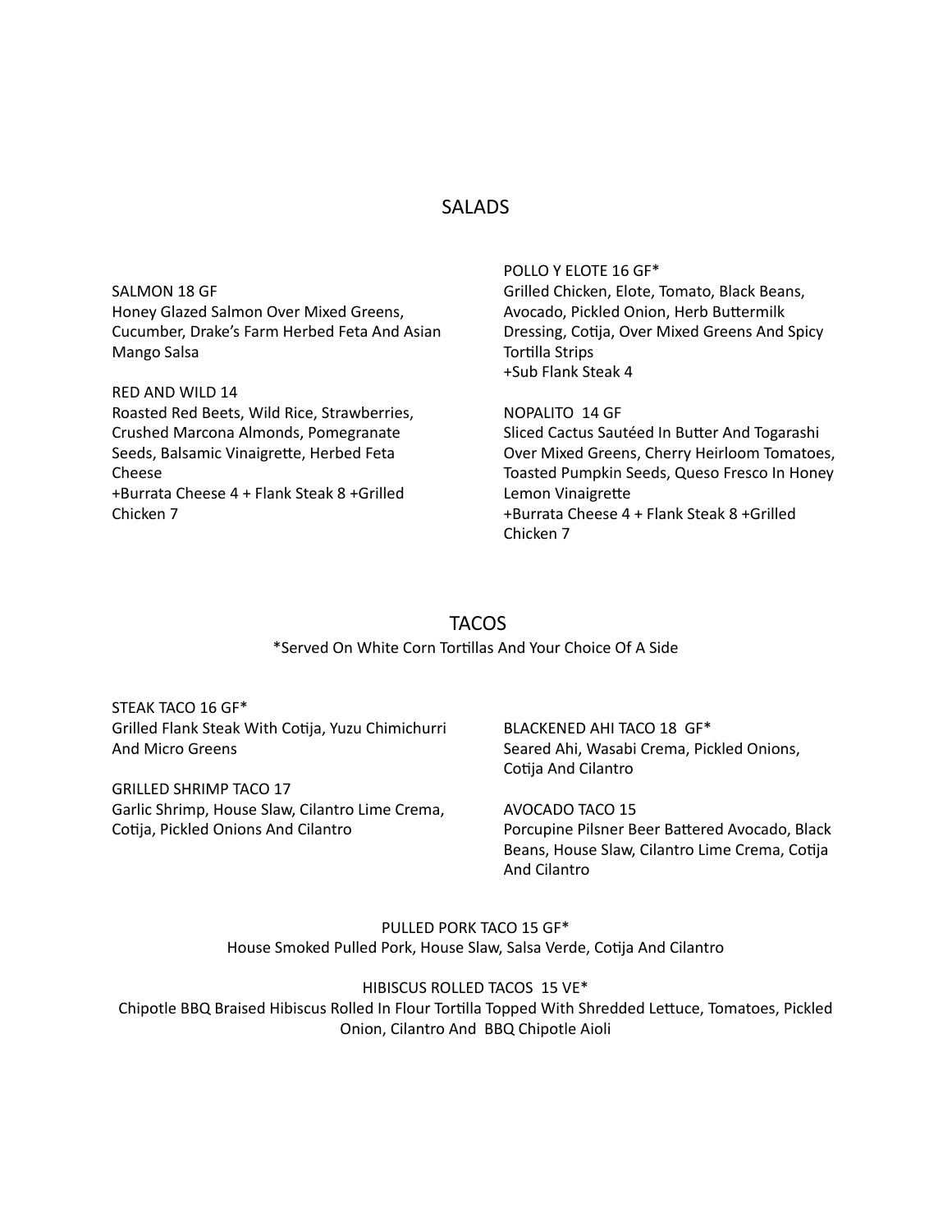## SALADS

SALMON 18 GF
Honey Glazed Salmon Over Mixed Greens, Cucumber, Drake's Farm Herbed Feta And Asian Mango Salsa

RED AND WILD 14
Roasted Red Beets, Wild Rice, Strawberries, Crushed Marcona Almonds, Pomegranate Seeds, Balsamic Vinaigrette, Herbed Feta Cheese
+Burrata Cheese 4 + Flank Steak 8 +Grilled Chicken 7

POLLO Y ELOTE 16 GF*
Grilled Chicken, Elote, Tomato, Black Beans, Avocado, Pickled Onion, Herb Buttermilk Dressing, Cotija, Over Mixed Greens And Spicy Tortilla Strips
+Sub Flank Steak 4

NOPALITO 14 GF
Sliced Cactus Sautéed In Butter And Togarashi Over Mixed Greens, Cherry Heirloom Tomatoes, Toasted Pumpkin Seeds, Queso Fresco In Honey Lemon Vinaigrette
+Burrata Cheese 4 + Flank Steak 8 +Grilled Chicken 7

## TACOS

*Served On White Corn Tortillas And Your Choice Of A Side

STEAK TACO 16 GF*
Grilled Flank Steak With Cotija, Yuzu Chimichurri And Micro Greens

GRILLED SHRIMP TACO 17
Garlic Shrimp, House Slaw, Cilantro Lime Crema, Cotija, Pickled Onions And Cilantro

BLACKENED AHI TACO 18 GF*
Seared Ahi, Wasabi Crema, Pickled Onions, Cotija And Cilantro

AVOCADO TACO 15
Porcupine Pilsner Beer Battered Avocado, Black Beans, House Slaw, Cilantro Lime Crema, Cotija And Cilantro

PULLED PORK TACO 15 GF*
House Smoked Pulled Pork, House Slaw, Salsa Verde, Cotija And Cilantro

HIBISCUS ROLLED TACOS 15 VE*
Chipotle BBQ Braised Hibiscus Rolled In Flour Tortilla Topped With Shredded Lettuce, Tomatoes, Pickled Onion, Cilantro And BBQ Chipotle Aioli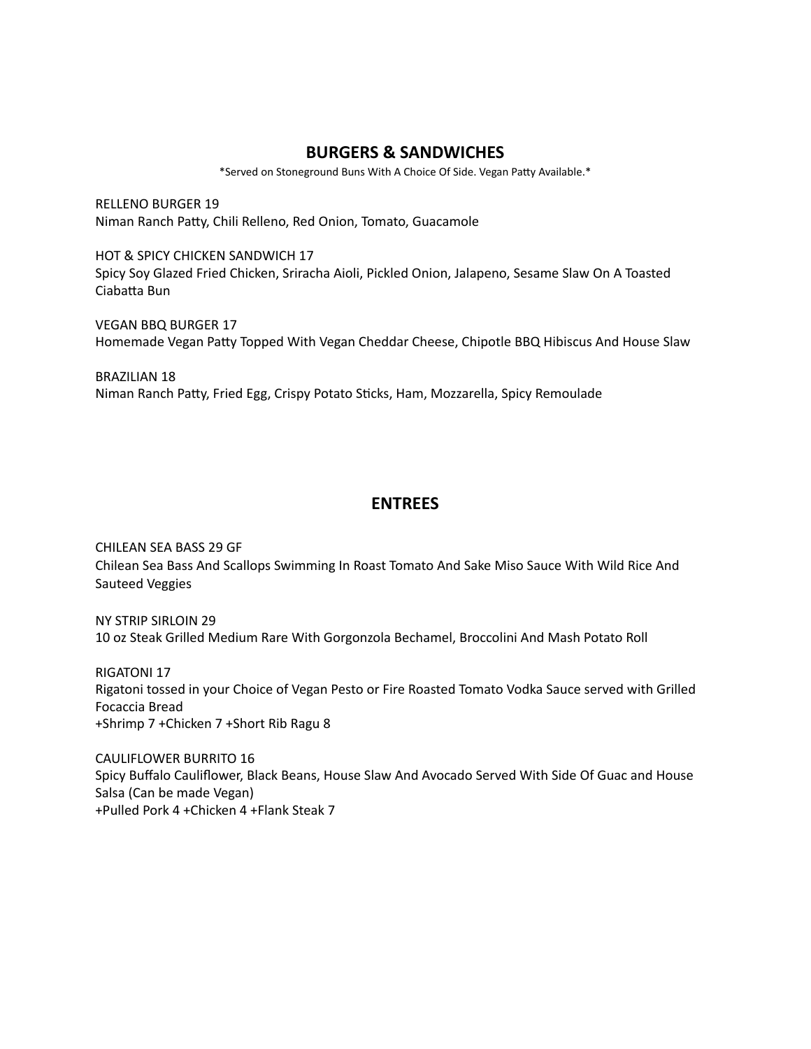## BURGERS & SANDWICHES

*Served on Stoneground Buns With A Choice Of Side. Vegan Patty Available.*

RELLENO BURGER 19
Niman Ranch Patty, Chili Relleno, Red Onion, Tomato, Guacamole

HOT & SPICY CHICKEN SANDWICH 17
Spicy Soy Glazed Fried Chicken, Sriracha Aioli, Pickled Onion, Jalapeno, Sesame Slaw On A Toasted Ciabatta Bun

VEGAN BBQ BURGER 17
Homemade Vegan Patty Topped With Vegan Cheddar Cheese, Chipotle BBQ Hibiscus And House Slaw

BRAZILIAN 18
Niman Ranch Patty, Fried Egg, Crispy Potato Sticks, Ham, Mozzarella, Spicy Remoulade

## ENTREES

CHILEAN SEA BASS 29 GF
Chilean Sea Bass And Scallops Swimming In Roast Tomato And Sake Miso Sauce With Wild Rice And Sauteed Veggies

NY STRIP SIRLOIN 29
10 oz Steak Grilled Medium Rare With Gorgonzola Bechamel, Broccolini And Mash Potato Roll

RIGATONI 17
Rigatoni tossed in your Choice of Vegan Pesto or Fire Roasted Tomato Vodka Sauce served with Grilled Focaccia Bread
+Shrimp 7 +Chicken 7 +Short Rib Ragu 8

CAULIFLOWER BURRITO 16
Spicy Buffalo Cauliflower, Black Beans, House Slaw And Avocado Served With Side Of Guac and House Salsa (Can be made Vegan)
+Pulled Pork 4 +Chicken 4 +Flank Steak 7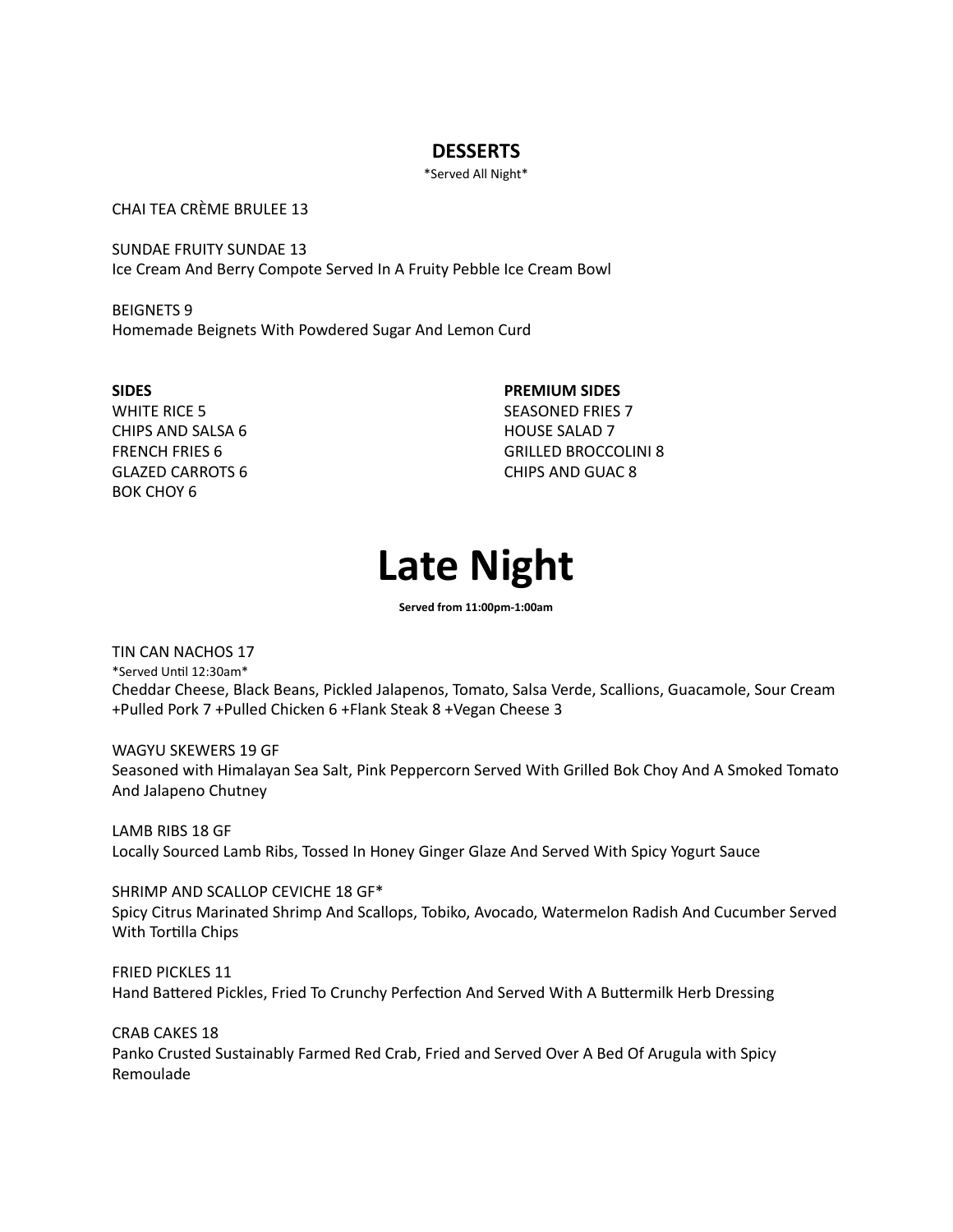## DESSERTS

*Served All Night*

CHAI TEA CRÈME BRULEE 13

SUNDAE FRUITY SUNDAE 13
Ice Cream And Berry Compote Served In A Fruity Pebble Ice Cream Bowl

BEIGNETS 9
Homemade Beignets With Powdered Sugar And Lemon Curd

**SIDES**
WHITE RICE 5
CHIPS AND SALSA 6
FRENCH FRIES 6
GLAZED CARROTS 6
BOK CHOY 6

**PREMIUM SIDES**
SEASONED FRIES 7
HOUSE SALAD 7
GRILLED BROCCOLINI 8
CHIPS AND GUAC 8

# Late Night

**Served from 11:00pm-1:00am**

TIN CAN NACHOS 17
*Served Until 12:30am*
Cheddar Cheese, Black Beans, Pickled Jalapenos, Tomato, Salsa Verde, Scallions, Guacamole, Sour Cream
+Pulled Pork 7 +Pulled Chicken 6 +Flank Steak 8 +Vegan Cheese 3

WAGYU SKEWERS 19 GF
Seasoned with Himalayan Sea Salt, Pink Peppercorn Served With Grilled Bok Choy And A Smoked Tomato And Jalapeno Chutney

LAMB RIBS 18 GF
Locally Sourced Lamb Ribs, Tossed In Honey Ginger Glaze And Served With Spicy Yogurt Sauce

SHRIMP AND SCALLOP CEVICHE 18 GF*
Spicy Citrus Marinated Shrimp And Scallops, Tobiko, Avocado, Watermelon Radish And Cucumber Served With Tortilla Chips

FRIED PICKLES 11
Hand Battered Pickles, Fried To Crunchy Perfection And Served With A Buttermilk Herb Dressing

CRAB CAKES 18
Panko Crusted Sustainably Farmed Red Crab, Fried and Served Over A Bed Of Arugula with Spicy Remoulade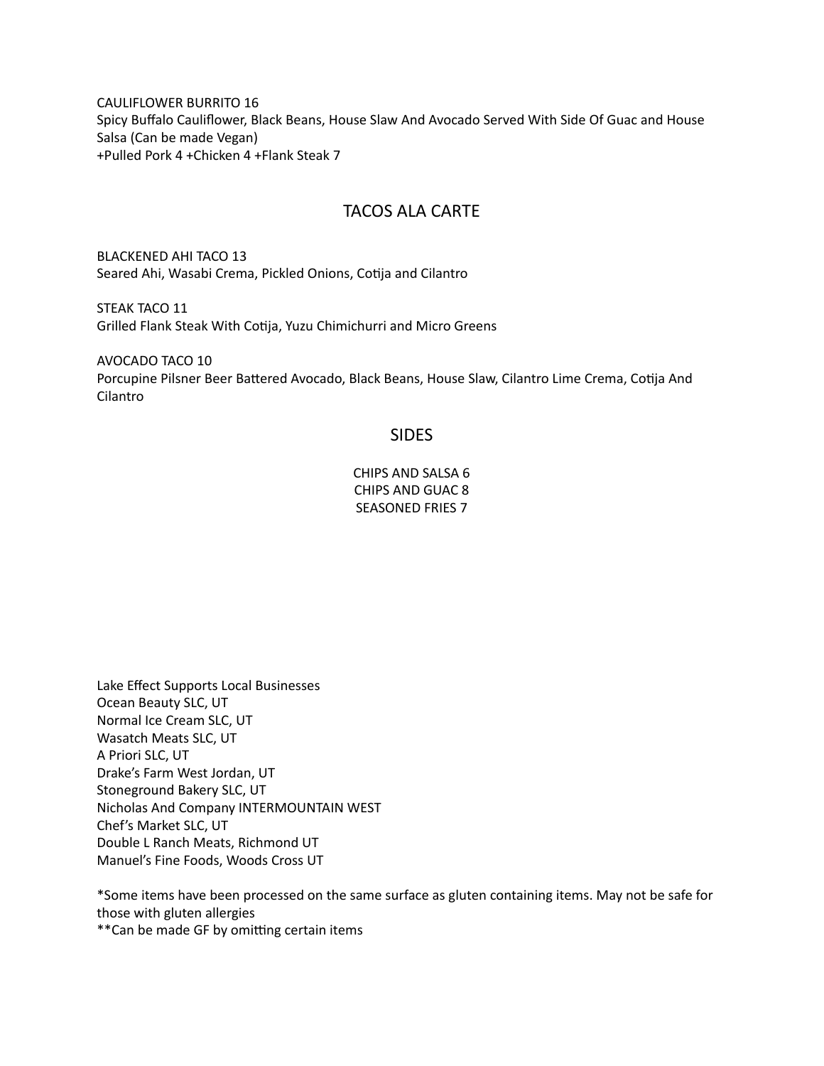CAULIFLOWER BURRITO 16
Spicy Buffalo Cauliflower, Black Beans, House Slaw And Avocado Served With Side Of Guac and House Salsa (Can be made Vegan)
+Pulled Pork 4 +Chicken 4 +Flank Steak 7

## TACOS ALA CARTE

BLACKENED AHI TACO 13
Seared Ahi, Wasabi Crema, Pickled Onions, Cotija and Cilantro

STEAK TACO 11
Grilled Flank Steak With Cotija, Yuzu Chimichurri and Micro Greens

AVOCADO TACO 10
Porcupine Pilsner Beer Battered Avocado, Black Beans, House Slaw, Cilantro Lime Crema, Cotija And Cilantro

## SIDES

CHIPS AND SALSA 6
CHIPS AND GUAC 8
SEASONED FRIES 7

Lake Effect Supports Local Businesses
Ocean Beauty SLC, UT
Normal Ice Cream SLC, UT
Wasatch Meats SLC, UT
A Priori SLC, UT
Drake's Farm West Jordan, UT
Stoneground Bakery SLC, UT
Nicholas And Company INTERMOUNTAIN WEST
Chef's Market SLC, UT
Double L Ranch Meats, Richmond UT
Manuel's Fine Foods, Woods Cross UT

*Some items have been processed on the same surface as gluten containing items. May not be safe for those with gluten allergies
**Can be made GF by omitting certain items